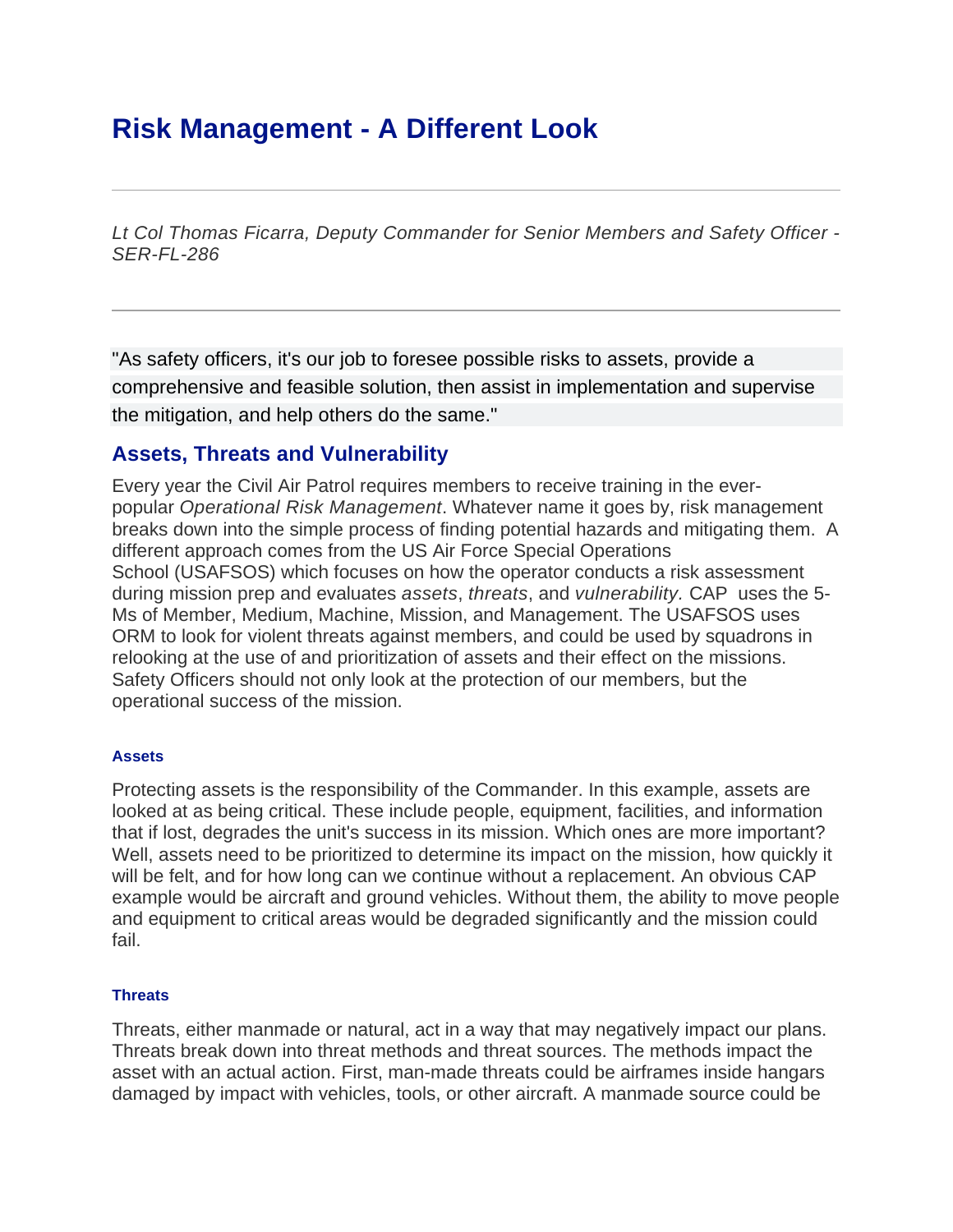# Risk Management - A Different Look

---

*Lt Col Thomas Ficarra, Deputy Commander for Senior Members and Safety Officer - SER-FL-286*

---

"As safety officers, it's our job to foresee possible risks to assets, provide a comprehensive and feasible solution, then assist in implementation and supervise the mitigation, and help others do the same."

## Assets, Threats and Vulnerability

Every year the Civil Air Patrol requires members to receive training in the ever-popular *Operational Risk Management*. Whatever name it goes by, risk management breaks down into the simple process of finding potential hazards and mitigating them. A different approach comes from the US Air Force Special Operations School (USAFSOS) which focuses on how the operator conducts a risk assessment during mission prep and evaluates *assets*, *threats*, and *vulnerability.* CAP uses the 5-Ms of Member, Medium, Machine, Mission, and Management. The USAFSOS uses ORM to look for violent threats against members, and could be used by squadrons in relooking at the use of and prioritization of assets and their effect on the missions. Safety Officers should not only look at the protection of our members, but the operational success of the mission.

#### Assets

Protecting assets is the responsibility of the Commander. In this example, assets are looked at as being critical. These include people, equipment, facilities, and information that if lost, degrades the unit's success in its mission. Which ones are more important? Well, assets need to be prioritized to determine its impact on the mission, how quickly it will be felt, and for how long can we continue without a replacement. An obvious CAP example would be aircraft and ground vehicles. Without them, the ability to move people and equipment to critical areas would be degraded significantly and the mission could fail.

#### Threats

Threats, either manmade or natural, act in a way that may negatively impact our plans. Threats break down into threat methods and threat sources. The methods impact the asset with an actual action. First, man-made threats could be airframes inside hangars damaged by impact with vehicles, tools, or other aircraft. A manmade source could be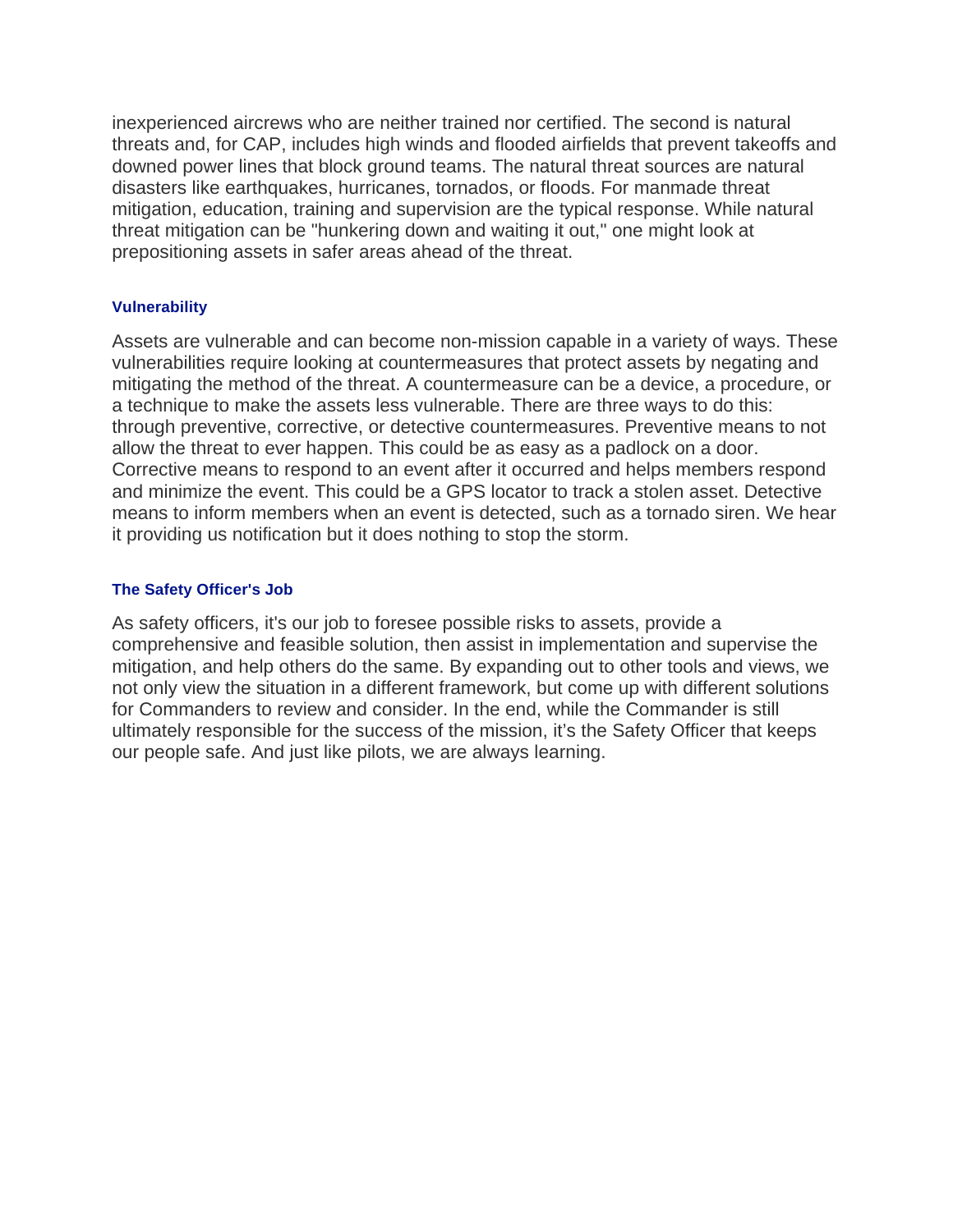inexperienced aircrews who are neither trained nor certified. The second is natural threats and, for CAP, includes high winds and flooded airfields that prevent takeoffs and downed power lines that block ground teams. The natural threat sources are natural disasters like earthquakes, hurricanes, tornados, or floods. For manmade threat mitigation, education, training and supervision are the typical response. While natural threat mitigation can be "hunkering down and waiting it out," one might look at prepositioning assets in safer areas ahead of the threat.

### Vulnerability

Assets are vulnerable and can become non-mission capable in a variety of ways. These vulnerabilities require looking at countermeasures that protect assets by negating and mitigating the method of the threat. A countermeasure can be a device, a procedure, or a technique to make the assets less vulnerable. There are three ways to do this: through preventive, corrective, or detective countermeasures. Preventive means to not allow the threat to ever happen. This could be as easy as a padlock on a door. Corrective means to respond to an event after it occurred and helps members respond and minimize the event. This could be a GPS locator to track a stolen asset. Detective means to inform members when an event is detected, such as a tornado siren. We hear it providing us notification but it does nothing to stop the storm.

### The Safety Officer's Job

As safety officers, it's our job to foresee possible risks to assets, provide a comprehensive and feasible solution, then assist in implementation and supervise the mitigation, and help others do the same. By expanding out to other tools and views, we not only view the situation in a different framework, but come up with different solutions for Commanders to review and consider. In the end, while the Commander is still ultimately responsible for the success of the mission, it’s the Safety Officer that keeps our people safe. And just like pilots, we are always learning.